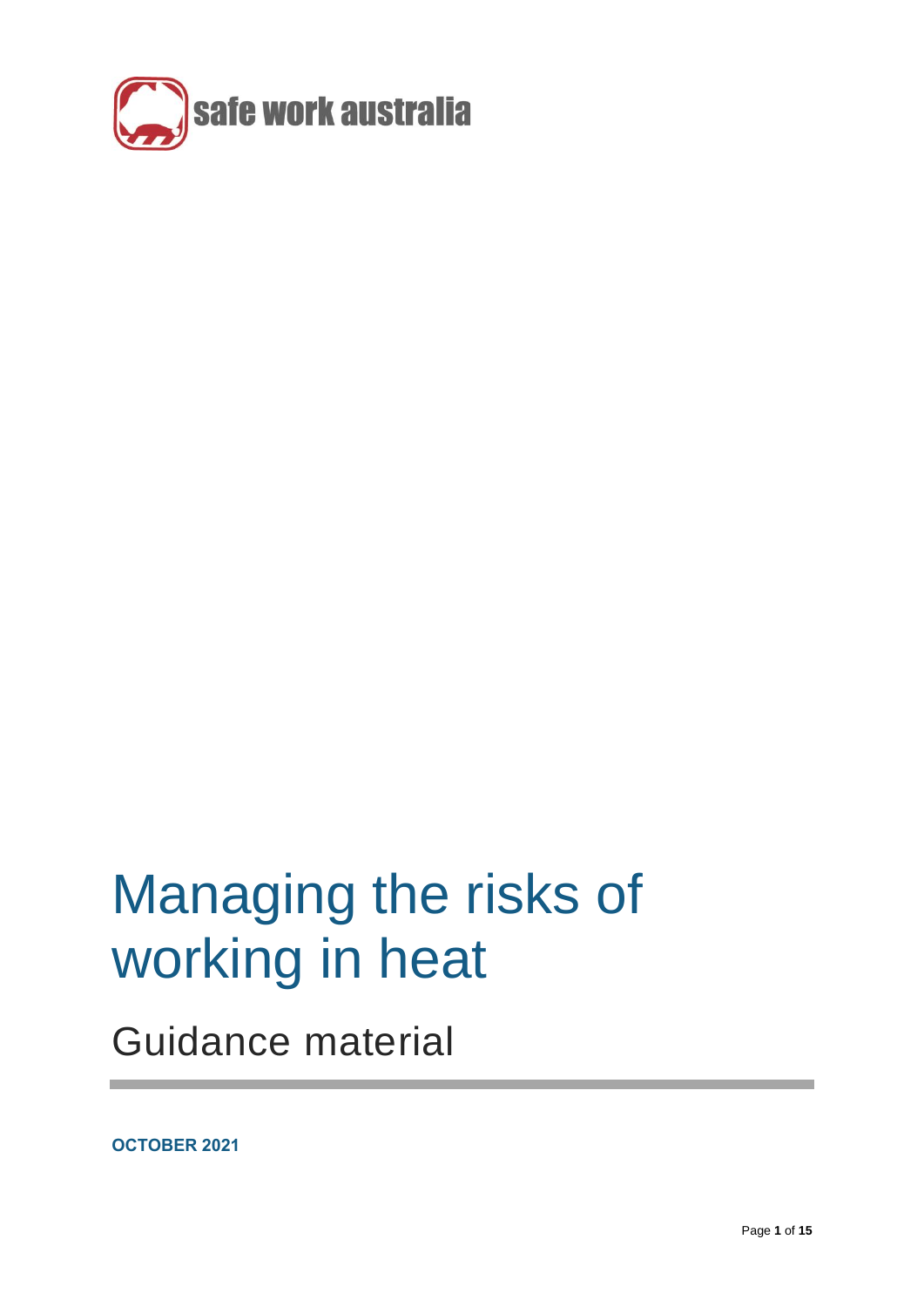safe work australia

# Managing the risks of working in heat

## Guidance material

**OCTOBER 2021**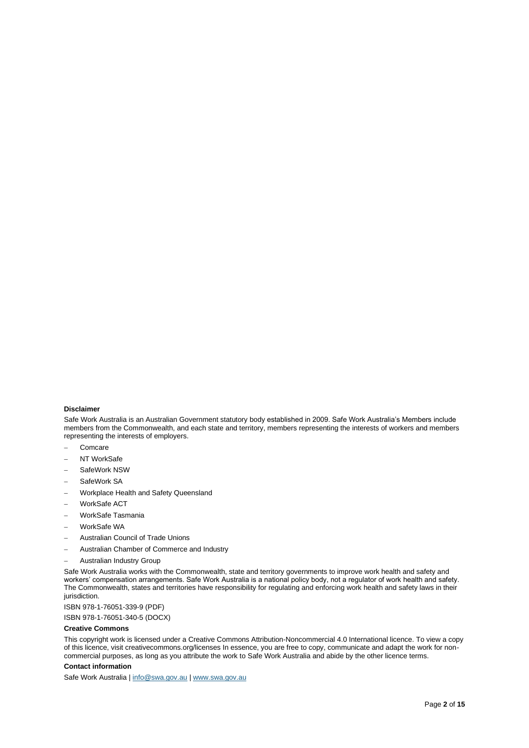**Disclaimer**

Safe Work Australia is an Australian Government statutory body established in 2009. Safe Work Australia's Members include members from the Commonwealth, and each state and territory, members representing the interests of workers and members representing the interests of employers.

- Comcare
- NT WorkSafe
- SafeWork NSW
- SafeWork SA
- Workplace Health and Safety Queensland
- WorkSafe ACT
- WorkSafe Tasmania
- WorkSafe WA
- Australian Council of Trade Unions
- Australian Chamber of Commerce and Industry
- Australian Industry Group

Safe Work Australia works with the Commonwealth, state and territory governments to improve work health and safety and workers' compensation arrangements. Safe Work Australia is a national policy body, not a regulator of work health and safety. The Commonwealth, states and territories have responsibility for regulating and enforcing work health and safety laws in their jurisdiction.

ISBN 978-1-76051-339-9 (PDF)

ISBN 978-1-76051-340-5 (DOCX)

**Creative Commons**

This copyright work is licensed under a Creative Commons Attribution-Noncommercial 4.0 International licence. To view a copy of this licence, visit creativecommons.org/licenses In essence, you are free to copy, communicate and adapt the work for non-commercial purposes, as long as you attribute the work to Safe Work Australia and abide by the other licence terms.

**Contact information**

Safe Work Australia | info@swa.gov.au | www.swa.gov.au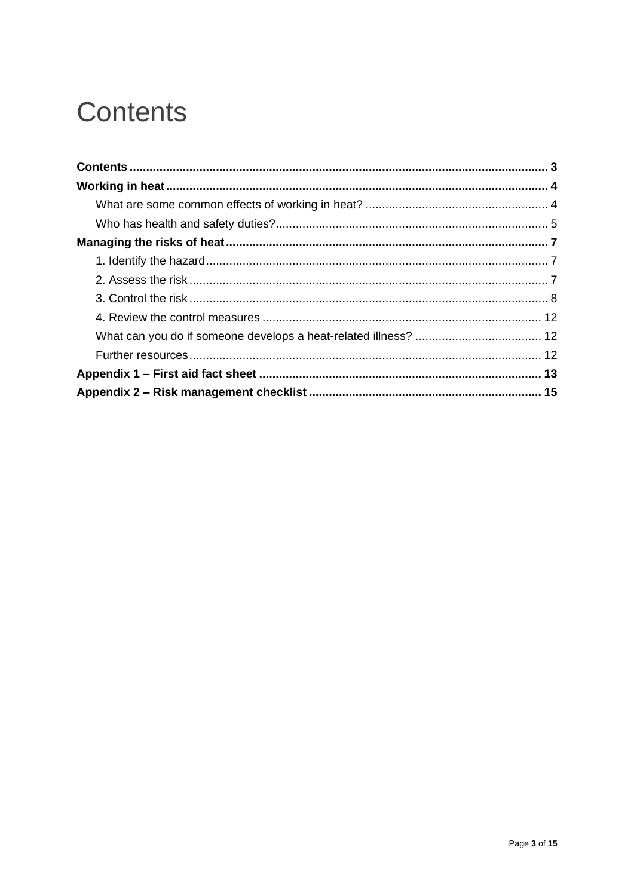# Contents

**Contents** ........................................................................................................................... **3**
**Working in heat** ................................................................................................................ **4**
- What are some common effects of working in heat? ...................................................... 4
- Who has health and safety duties? ................................................................................ 5

**Managing the risks of heat** .............................................................................................. **7**
- 1. Identify the hazard ..................................................................................................... 7
- 2. Assess the risk .......................................................................................................... 7
- 3. Control the risk .......................................................................................................... 8
- 4. Review the control measures .................................................................................. 12
- What can you do if someone develops a heat-related illness? ..................................... 12
- Further resources ......................................................................................................... 12

**Appendix 1 – First aid fact sheet** .................................................................................... **13**
**Appendix 2 – Risk management checklist** ..................................................................... **15**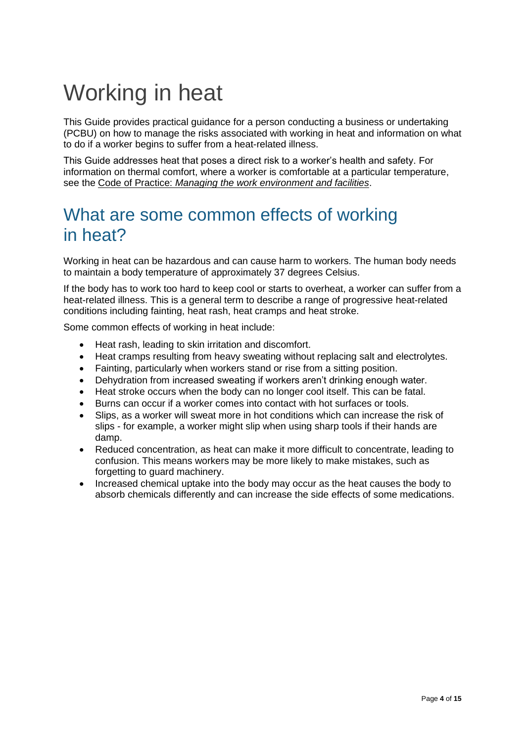# Working in heat

This Guide provides practical guidance for a person conducting a business or undertaking (PCBU) on how to manage the risks associated with working in heat and information on what to do if a worker begins to suffer from a heat-related illness.

This Guide addresses heat that poses a direct risk to a worker's health and safety. For information on thermal comfort, where a worker is comfortable at a particular temperature, see the Code of Practice: *Managing the work environment and facilities*.

## What are some common effects of working in heat?

Working in heat can be hazardous and can cause harm to workers. The human body needs to maintain a body temperature of approximately 37 degrees Celsius.

If the body has to work too hard to keep cool or starts to overheat, a worker can suffer from a heat-related illness. This is a general term to describe a range of progressive heat-related conditions including fainting, heat rash, heat cramps and heat stroke.

Some common effects of working in heat include:

- Heat rash, leading to skin irritation and discomfort.
- Heat cramps resulting from heavy sweating without replacing salt and electrolytes.
- Fainting, particularly when workers stand or rise from a sitting position.
- Dehydration from increased sweating if workers aren't drinking enough water.
- Heat stroke occurs when the body can no longer cool itself. This can be fatal.
- Burns can occur if a worker comes into contact with hot surfaces or tools.
- Slips, as a worker will sweat more in hot conditions which can increase the risk of slips - for example, a worker might slip when using sharp tools if their hands are damp.
- Reduced concentration, as heat can make it more difficult to concentrate, leading to confusion. This means workers may be more likely to make mistakes, such as forgetting to guard machinery.
- Increased chemical uptake into the body may occur as the heat causes the body to absorb chemicals differently and can increase the side effects of some medications.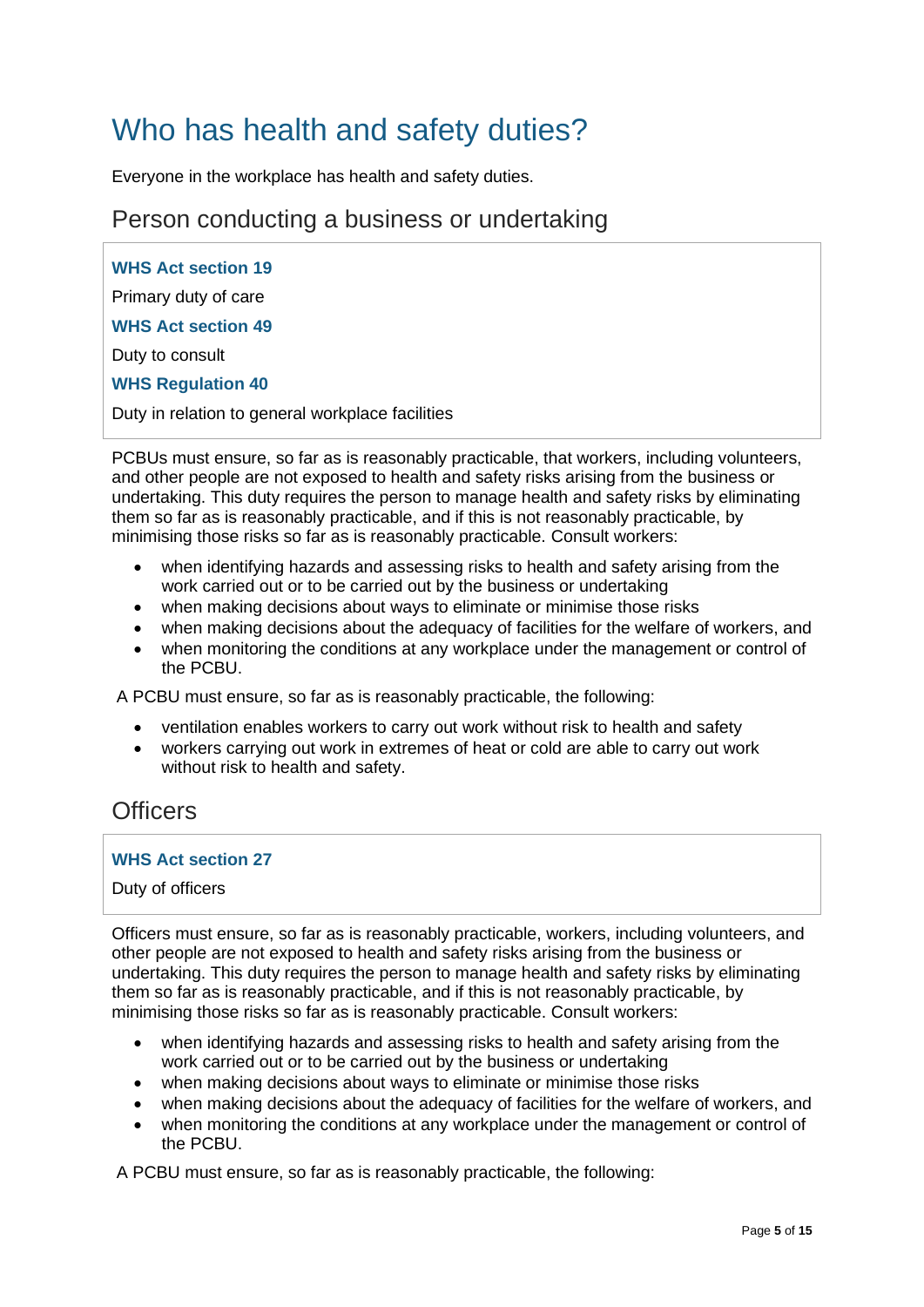# Who has health and safety duties?

Everyone in the workplace has health and safety duties.

## Person conducting a business or undertaking

**WHS Act section 19**

Primary duty of care

**WHS Act section 49**

Duty to consult

**WHS Regulation 40**

Duty in relation to general workplace facilities

PCBUs must ensure, so far as is reasonably practicable, that workers, including volunteers, and other people are not exposed to health and safety risks arising from the business or undertaking. This duty requires the person to manage health and safety risks by eliminating them so far as is reasonably practicable, and if this is not reasonably practicable, by minimising those risks so far as is reasonably practicable. Consult workers:

- when identifying hazards and assessing risks to health and safety arising from the work carried out or to be carried out by the business or undertaking
- when making decisions about ways to eliminate or minimise those risks
- when making decisions about the adequacy of facilities for the welfare of workers, and
- when monitoring the conditions at any workplace under the management or control of the PCBU.

A PCBU must ensure, so far as is reasonably practicable, the following:

- ventilation enables workers to carry out work without risk to health and safety
- workers carrying out work in extremes of heat or cold are able to carry out work without risk to health and safety.

## Officers

**WHS Act section 27**

Duty of officers

Officers must ensure, so far as is reasonably practicable, workers, including volunteers, and other people are not exposed to health and safety risks arising from the business or undertaking. This duty requires the person to manage health and safety risks by eliminating them so far as is reasonably practicable, and if this is not reasonably practicable, by minimising those risks so far as is reasonably practicable. Consult workers:

- when identifying hazards and assessing risks to health and safety arising from the work carried out or to be carried out by the business or undertaking
- when making decisions about ways to eliminate or minimise those risks
- when making decisions about the adequacy of facilities for the welfare of workers, and
- when monitoring the conditions at any workplace under the management or control of the PCBU.

A PCBU must ensure, so far as is reasonably practicable, the following: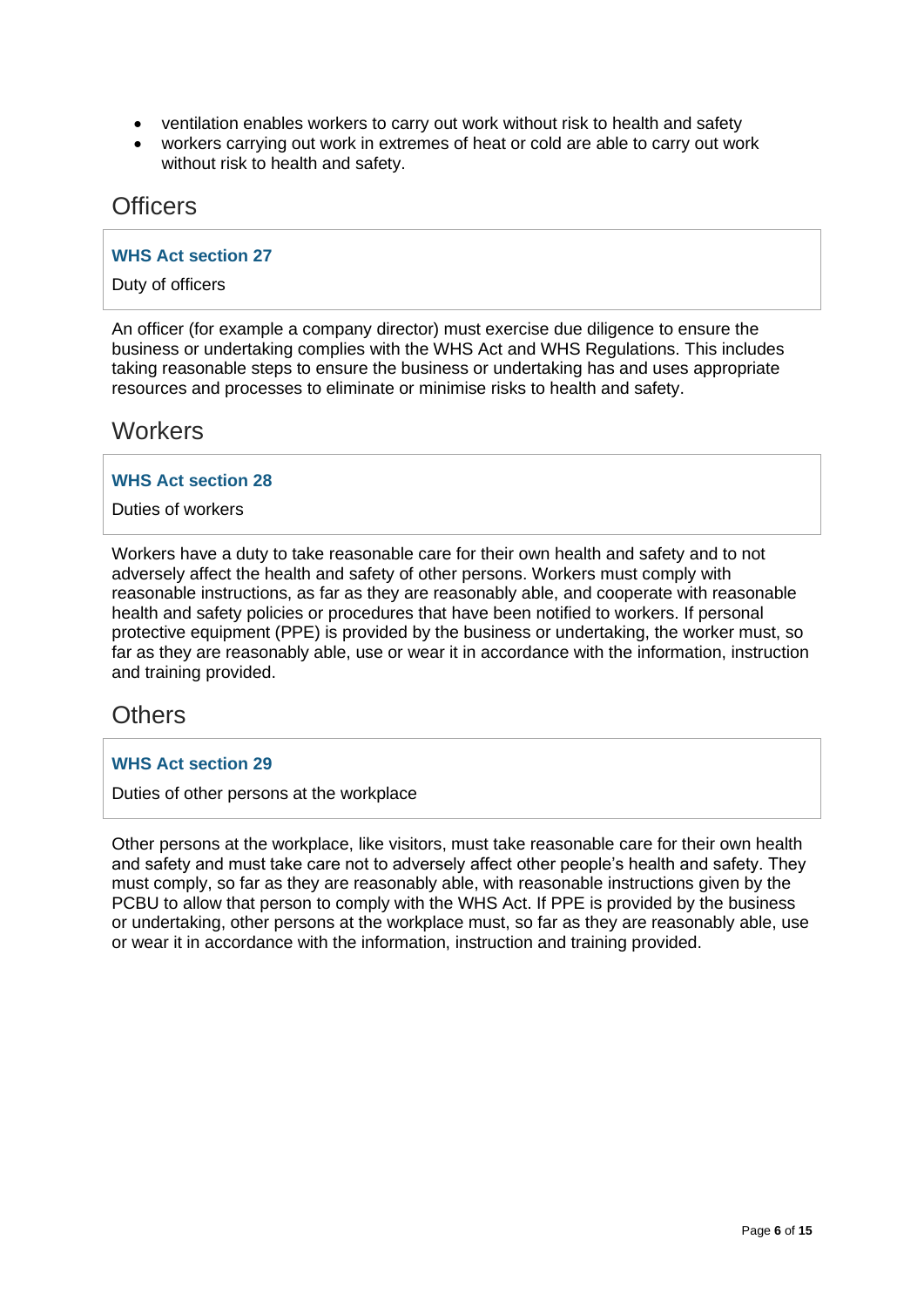- ventilation enables workers to carry out work without risk to health and safety
- workers carrying out work in extremes of heat or cold are able to carry out work without risk to health and safety.

## Officers

**WHS Act section 27**

Duty of officers

An officer (for example a company director) must exercise due diligence to ensure the business or undertaking complies with the WHS Act and WHS Regulations. This includes taking reasonable steps to ensure the business or undertaking has and uses appropriate resources and processes to eliminate or minimise risks to health and safety.

## Workers

**WHS Act section 28**

Duties of workers

Workers have a duty to take reasonable care for their own health and safety and to not adversely affect the health and safety of other persons. Workers must comply with reasonable instructions, as far as they are reasonably able, and cooperate with reasonable health and safety policies or procedures that have been notified to workers. If personal protective equipment (PPE) is provided by the business or undertaking, the worker must, so far as they are reasonably able, use or wear it in accordance with the information, instruction and training provided.

## Others

**WHS Act section 29**

Duties of other persons at the workplace

Other persons at the workplace, like visitors, must take reasonable care for their own health and safety and must take care not to adversely affect other people's health and safety. They must comply, so far as they are reasonably able, with reasonable instructions given by the PCBU to allow that person to comply with the WHS Act. If PPE is provided by the business or undertaking, other persons at the workplace must, so far as they are reasonably able, use or wear it in accordance with the information, instruction and training provided.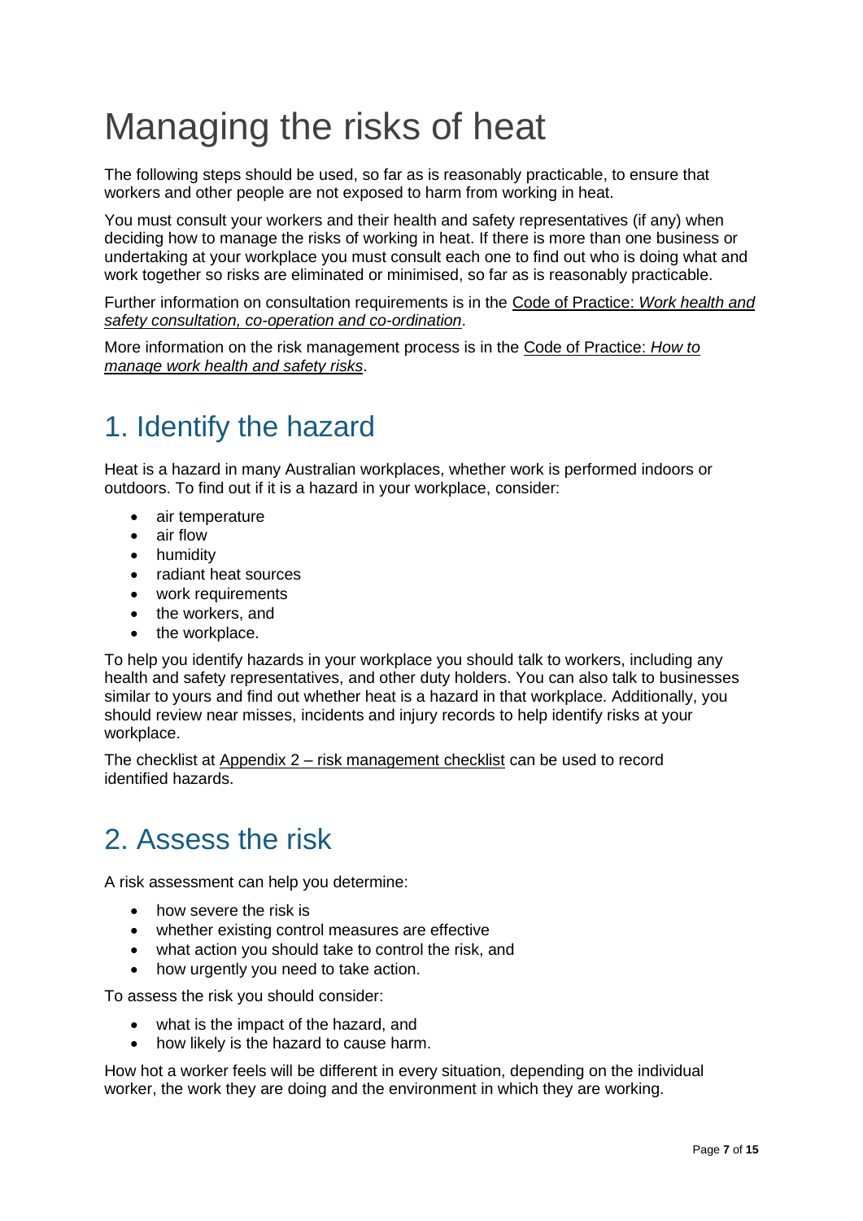# Managing the risks of heat

The following steps should be used, so far as is reasonably practicable, to ensure that workers and other people are not exposed to harm from working in heat.

You must consult your workers and their health and safety representatives (if any) when deciding how to manage the risks of working in heat. If there is more than one business or undertaking at your workplace you must consult each one to find out who is doing what and work together so risks are eliminated or minimised, so far as is reasonably practicable.

Further information on consultation requirements is in the Code of Practice: *Work health and safety consultation, co-operation and co-ordination*.

More information on the risk management process is in the Code of Practice: *How to manage work health and safety risks*.

## 1. Identify the hazard

Heat is a hazard in many Australian workplaces, whether work is performed indoors or outdoors. To find out if it is a hazard in your workplace, consider:

- air temperature
- air flow
- humidity
- radiant heat sources
- work requirements
- the workers, and
- the workplace.

To help you identify hazards in your workplace you should talk to workers, including any health and safety representatives, and other duty holders. You can also talk to businesses similar to yours and find out whether heat is a hazard in that workplace. Additionally, you should review near misses, incidents and injury records to help identify risks at your workplace.

The checklist at Appendix 2 – risk management checklist can be used to record identified hazards.

## 2. Assess the risk

A risk assessment can help you determine:

- how severe the risk is
- whether existing control measures are effective
- what action you should take to control the risk, and
- how urgently you need to take action.

To assess the risk you should consider:

- what is the impact of the hazard, and
- how likely is the hazard to cause harm.

How hot a worker feels will be different in every situation, depending on the individual worker, the work they are doing and the environment in which they are working.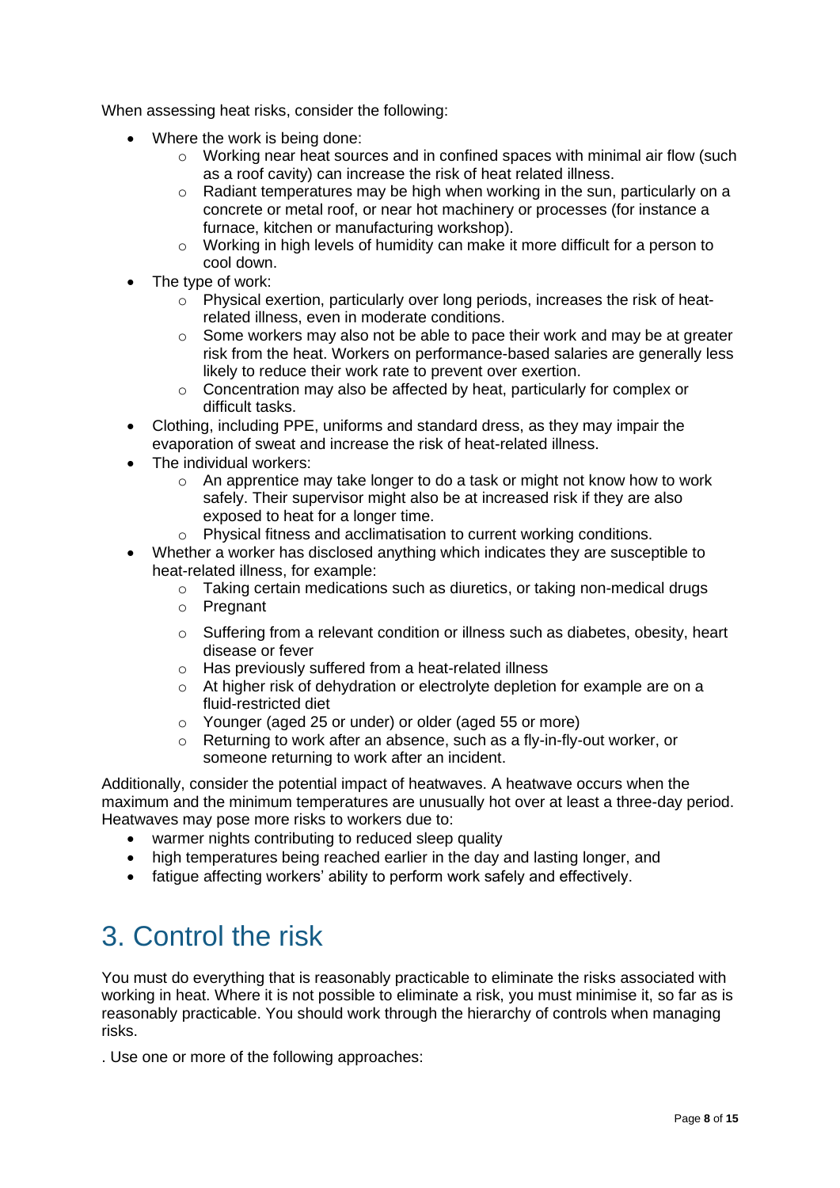When assessing heat risks, consider the following:

- Where the work is being done:
  - Working near heat sources and in confined spaces with minimal air flow (such as a roof cavity) can increase the risk of heat related illness.
  - Radiant temperatures may be high when working in the sun, particularly on a concrete or metal roof, or near hot machinery or processes (for instance a furnace, kitchen or manufacturing workshop).
  - Working in high levels of humidity can make it more difficult for a person to cool down.
- The type of work:
  - Physical exertion, particularly over long periods, increases the risk of heat-related illness, even in moderate conditions.
  - Some workers may also not be able to pace their work and may be at greater risk from the heat. Workers on performance-based salaries are generally less likely to reduce their work rate to prevent over exertion.
  - Concentration may also be affected by heat, particularly for complex or difficult tasks.
- Clothing, including PPE, uniforms and standard dress, as they may impair the evaporation of sweat and increase the risk of heat-related illness.
- The individual workers:
  - An apprentice may take longer to do a task or might not know how to work safely. Their supervisor might also be at increased risk if they are also exposed to heat for a longer time.
  - Physical fitness and acclimatisation to current working conditions.
- Whether a worker has disclosed anything which indicates they are susceptible to heat-related illness, for example:
  - Taking certain medications such as diuretics, or taking non-medical drugs
  - Pregnant
  - Suffering from a relevant condition or illness such as diabetes, obesity, heart disease or fever
  - Has previously suffered from a heat-related illness
  - At higher risk of dehydration or electrolyte depletion for example are on a fluid-restricted diet
  - Younger (aged 25 or under) or older (aged 55 or more)
  - Returning to work after an absence, such as a fly-in-fly-out worker, or someone returning to work after an incident.

Additionally, consider the potential impact of heatwaves. A heatwave occurs when the maximum and the minimum temperatures are unusually hot over at least a three-day period. Heatwaves may pose more risks to workers due to:

- warmer nights contributing to reduced sleep quality
- high temperatures being reached earlier in the day and lasting longer, and
- fatigue affecting workers' ability to perform work safely and effectively.

# 3. Control the risk

You must do everything that is reasonably practicable to eliminate the risks associated with working in heat. Where it is not possible to eliminate a risk, you must minimise it, so far as is reasonably practicable. You should work through the hierarchy of controls when managing risks.

. Use one or more of the following approaches: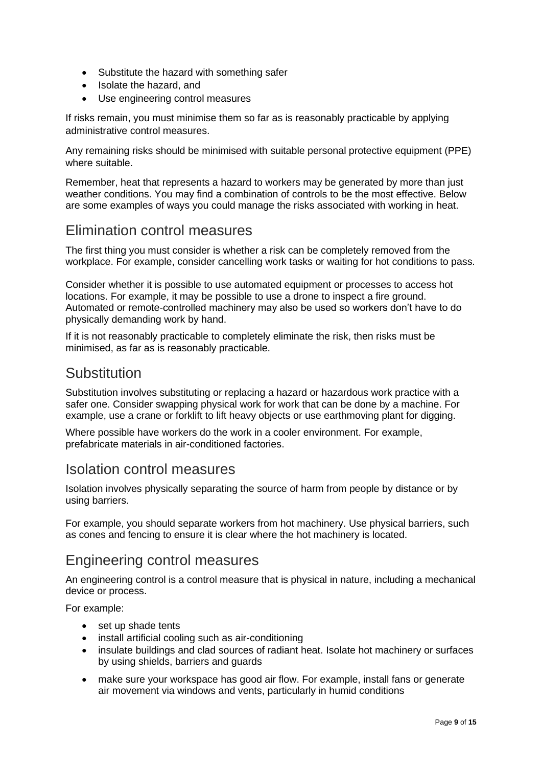- Substitute the hazard with something safer
- Isolate the hazard, and
- Use engineering control measures

If risks remain, you must minimise them so far as is reasonably practicable by applying administrative control measures.

Any remaining risks should be minimised with suitable personal protective equipment (PPE) where suitable.

Remember, heat that represents a hazard to workers may be generated by more than just weather conditions. You may find a combination of controls to be the most effective. Below are some examples of ways you could manage the risks associated with working in heat.

## Elimination control measures

The first thing you must consider is whether a risk can be completely removed from the workplace. For example, consider cancelling work tasks or waiting for hot conditions to pass.

Consider whether it is possible to use automated equipment or processes to access hot locations. For example, it may be possible to use a drone to inspect a fire ground. Automated or remote-controlled machinery may also be used so workers don't have to do physically demanding work by hand.

If it is not reasonably practicable to completely eliminate the risk, then risks must be minimised, as far as is reasonably practicable.

## Substitution

Substitution involves substituting or replacing a hazard or hazardous work practice with a safer one. Consider swapping physical work for work that can be done by a machine. For example, use a crane or forklift to lift heavy objects or use earthmoving plant for digging.

Where possible have workers do the work in a cooler environment. For example, prefabricate materials in air-conditioned factories.

## Isolation control measures

Isolation involves physically separating the source of harm from people by distance or by using barriers.

For example, you should separate workers from hot machinery. Use physical barriers, such as cones and fencing to ensure it is clear where the hot machinery is located.

## Engineering control measures

An engineering control is a control measure that is physical in nature, including a mechanical device or process.

For example:

- set up shade tents
- install artificial cooling such as air-conditioning
- insulate buildings and clad sources of radiant heat. Isolate hot machinery or surfaces by using shields, barriers and guards
- make sure your workspace has good air flow. For example, install fans or generate air movement via windows and vents, particularly in humid conditions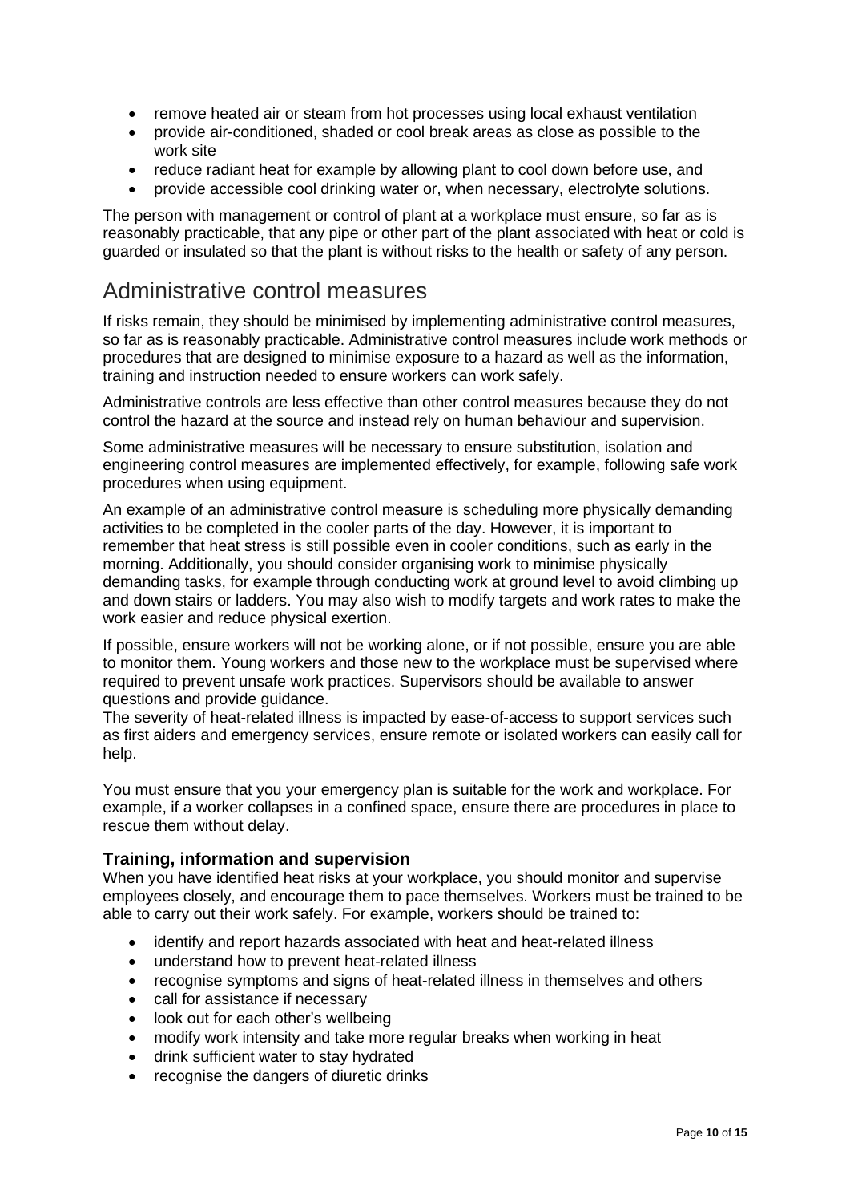- remove heated air or steam from hot processes using local exhaust ventilation
- provide air-conditioned, shaded or cool break areas as close as possible to the work site
- reduce radiant heat for example by allowing plant to cool down before use, and
- provide accessible cool drinking water or, when necessary, electrolyte solutions.

The person with management or control of plant at a workplace must ensure, so far as is reasonably practicable, that any pipe or other part of the plant associated with heat or cold is guarded or insulated so that the plant is without risks to the health or safety of any person.

## Administrative control measures

If risks remain, they should be minimised by implementing administrative control measures, so far as is reasonably practicable. Administrative control measures include work methods or procedures that are designed to minimise exposure to a hazard as well as the information, training and instruction needed to ensure workers can work safely.

Administrative controls are less effective than other control measures because they do not control the hazard at the source and instead rely on human behaviour and supervision.

Some administrative measures will be necessary to ensure substitution, isolation and engineering control measures are implemented effectively, for example, following safe work procedures when using equipment.

An example of an administrative control measure is scheduling more physically demanding activities to be completed in the cooler parts of the day. However, it is important to remember that heat stress is still possible even in cooler conditions, such as early in the morning. Additionally, you should consider organising work to minimise physically demanding tasks, for example through conducting work at ground level to avoid climbing up and down stairs or ladders. You may also wish to modify targets and work rates to make the work easier and reduce physical exertion.

If possible, ensure workers will not be working alone, or if not possible, ensure you are able to monitor them. Young workers and those new to the workplace must be supervised where required to prevent unsafe work practices. Supervisors should be available to answer questions and provide guidance.
The severity of heat-related illness is impacted by ease-of-access to support services such as first aiders and emergency services, ensure remote or isolated workers can easily call for help.

You must ensure that you your emergency plan is suitable for the work and workplace. For example, if a worker collapses in a confined space, ensure there are procedures in place to rescue them without delay.

### Training, information and supervision

When you have identified heat risks at your workplace, you should monitor and supervise employees closely, and encourage them to pace themselves. Workers must be trained to be able to carry out their work safely. For example, workers should be trained to:

- identify and report hazards associated with heat and heat-related illness
- understand how to prevent heat-related illness
- recognise symptoms and signs of heat-related illness in themselves and others
- call for assistance if necessary
- look out for each other's wellbeing
- modify work intensity and take more regular breaks when working in heat
- drink sufficient water to stay hydrated
- recognise the dangers of diuretic drinks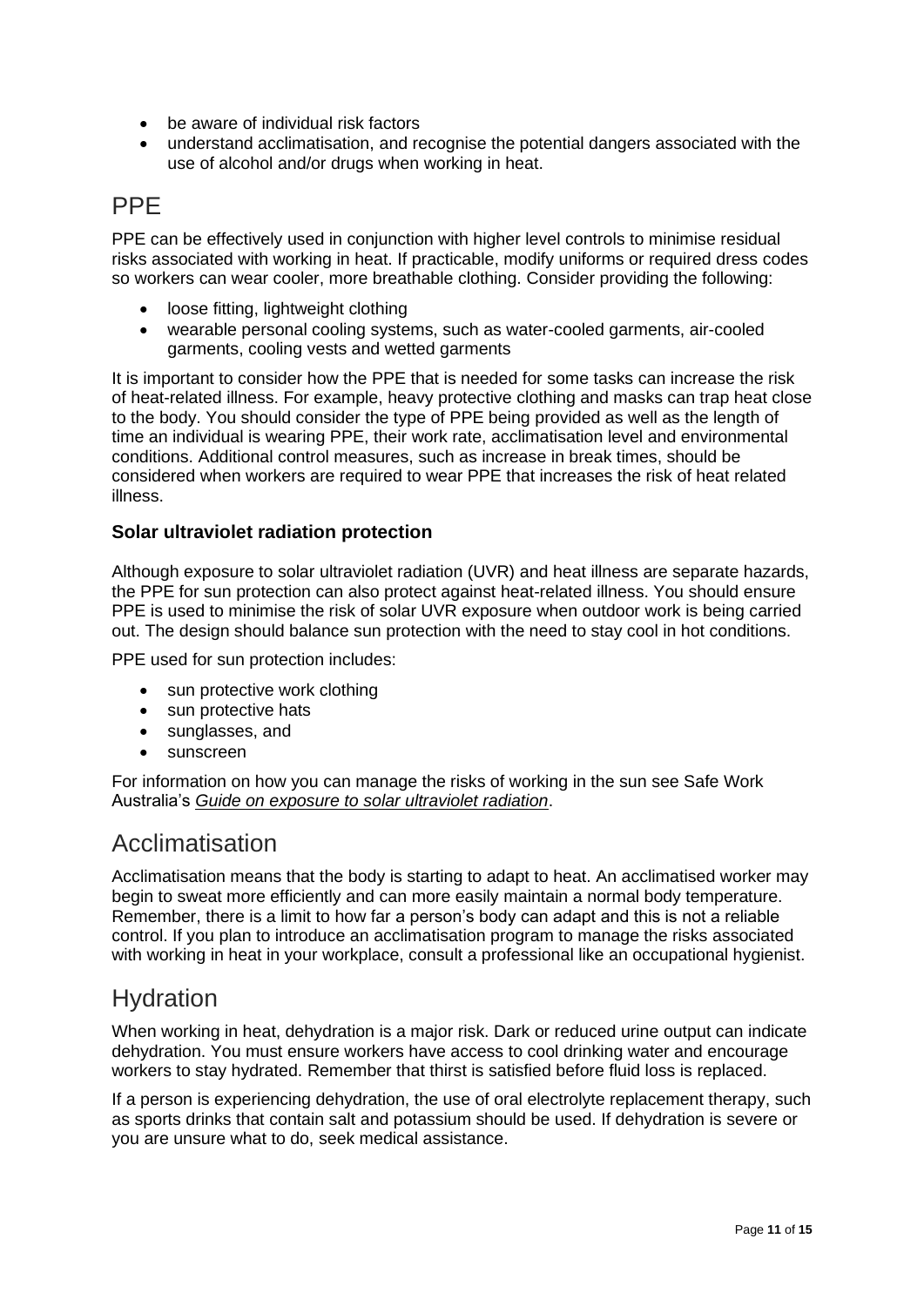- be aware of individual risk factors
- understand acclimatisation, and recognise the potential dangers associated with the use of alcohol and/or drugs when working in heat.

## PPE

PPE can be effectively used in conjunction with higher level controls to minimise residual risks associated with working in heat. If practicable, modify uniforms or required dress codes so workers can wear cooler, more breathable clothing. Consider providing the following:

- loose fitting, lightweight clothing
- wearable personal cooling systems, such as water-cooled garments, air-cooled garments, cooling vests and wetted garments

It is important to consider how the PPE that is needed for some tasks can increase the risk of heat-related illness. For example, heavy protective clothing and masks can trap heat close to the body. You should consider the type of PPE being provided as well as the length of time an individual is wearing PPE, their work rate, acclimatisation level and environmental conditions. Additional control measures, such as increase in break times, should be considered when workers are required to wear PPE that increases the risk of heat related illness.

### Solar ultraviolet radiation protection

Although exposure to solar ultraviolet radiation (UVR) and heat illness are separate hazards, the PPE for sun protection can also protect against heat-related illness. You should ensure PPE is used to minimise the risk of solar UVR exposure when outdoor work is being carried out. The design should balance sun protection with the need to stay cool in hot conditions.

PPE used for sun protection includes:

- sun protective work clothing
- sun protective hats
- sunglasses, and
- sunscreen

For information on how you can manage the risks of working in the sun see Safe Work Australia's *Guide on exposure to solar ultraviolet radiation*.

## Acclimatisation

Acclimatisation means that the body is starting to adapt to heat. An acclimatised worker may begin to sweat more efficiently and can more easily maintain a normal body temperature. Remember, there is a limit to how far a person's body can adapt and this is not a reliable control. If you plan to introduce an acclimatisation program to manage the risks associated with working in heat in your workplace, consult a professional like an occupational hygienist.

## Hydration

When working in heat, dehydration is a major risk. Dark or reduced urine output can indicate dehydration. You must ensure workers have access to cool drinking water and encourage workers to stay hydrated. Remember that thirst is satisfied before fluid loss is replaced.

If a person is experiencing dehydration, the use of oral electrolyte replacement therapy, such as sports drinks that contain salt and potassium should be used. If dehydration is severe or you are unsure what to do, seek medical assistance.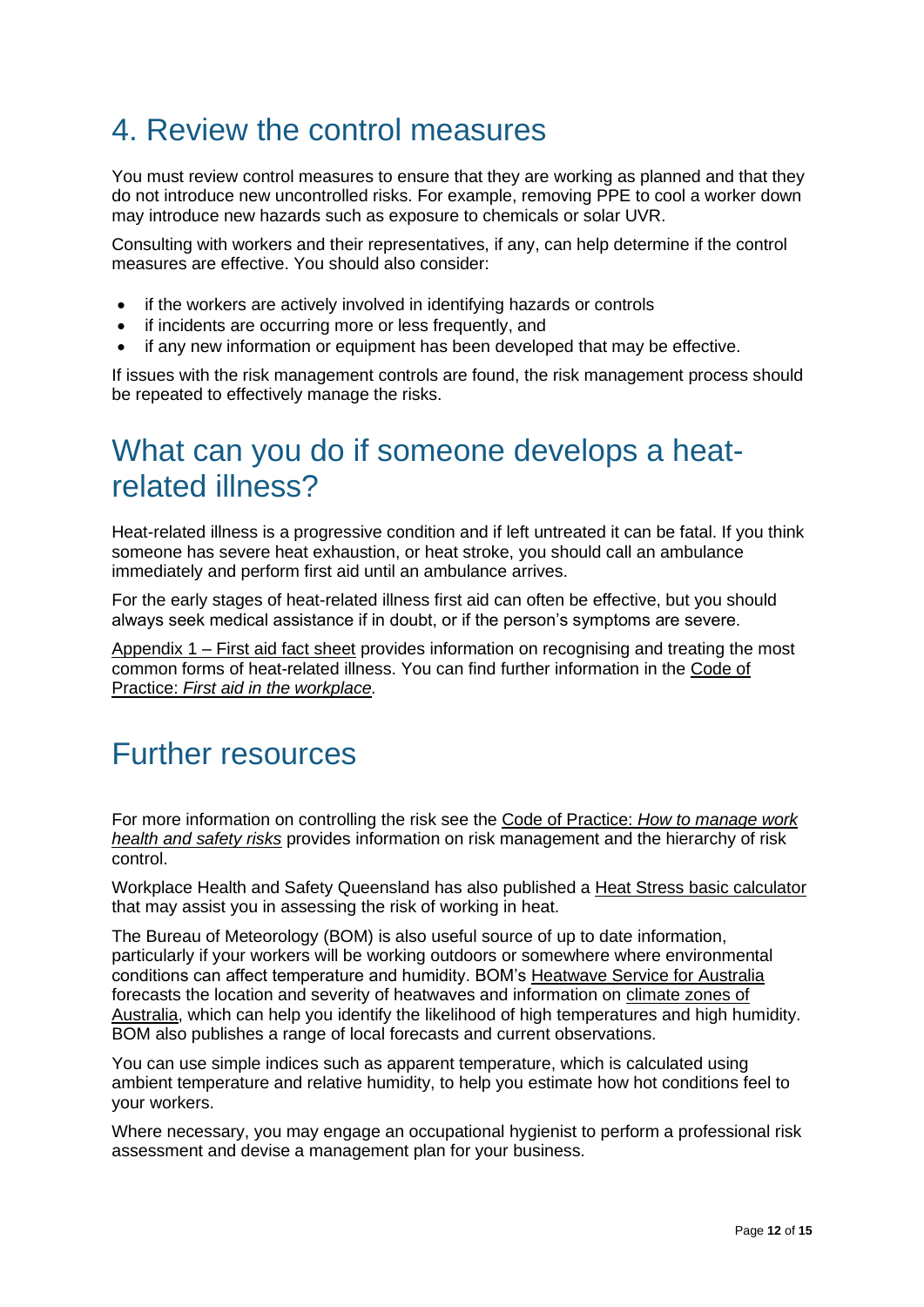# 4. Review the control measures

You must review control measures to ensure that they are working as planned and that they do not introduce new uncontrolled risks. For example, removing PPE to cool a worker down may introduce new hazards such as exposure to chemicals or solar UVR.

Consulting with workers and their representatives, if any, can help determine if the control measures are effective. You should also consider:

- if the workers are actively involved in identifying hazards or controls
- if incidents are occurring more or less frequently, and
- if any new information or equipment has been developed that may be effective.

If issues with the risk management controls are found, the risk management process should be repeated to effectively manage the risks.

# What can you do if someone develops a heat-related illness?

Heat-related illness is a progressive condition and if left untreated it can be fatal. If you think someone has severe heat exhaustion, or heat stroke, you should call an ambulance immediately and perform first aid until an ambulance arrives.

For the early stages of heat-related illness first aid can often be effective, but you should always seek medical assistance if in doubt, or if the person's symptoms are severe.

Appendix 1 – First aid fact sheet provides information on recognising and treating the most common forms of heat-related illness. You can find further information in the Code of Practice: *First aid in the workplace.*

# Further resources

For more information on controlling the risk see the Code of Practice: *How to manage work health and safety risks* provides information on risk management and the hierarchy of risk control.

Workplace Health and Safety Queensland has also published a Heat Stress basic calculator that may assist you in assessing the risk of working in heat.

The Bureau of Meteorology (BOM) is also useful source of up to date information, particularly if your workers will be working outdoors or somewhere where environmental conditions can affect temperature and humidity. BOM's Heatwave Service for Australia forecasts the location and severity of heatwaves and information on climate zones of Australia, which can help you identify the likelihood of high temperatures and high humidity. BOM also publishes a range of local forecasts and current observations.

You can use simple indices such as apparent temperature, which is calculated using ambient temperature and relative humidity, to help you estimate how hot conditions feel to your workers.

Where necessary, you may engage an occupational hygienist to perform a professional risk assessment and devise a management plan for your business.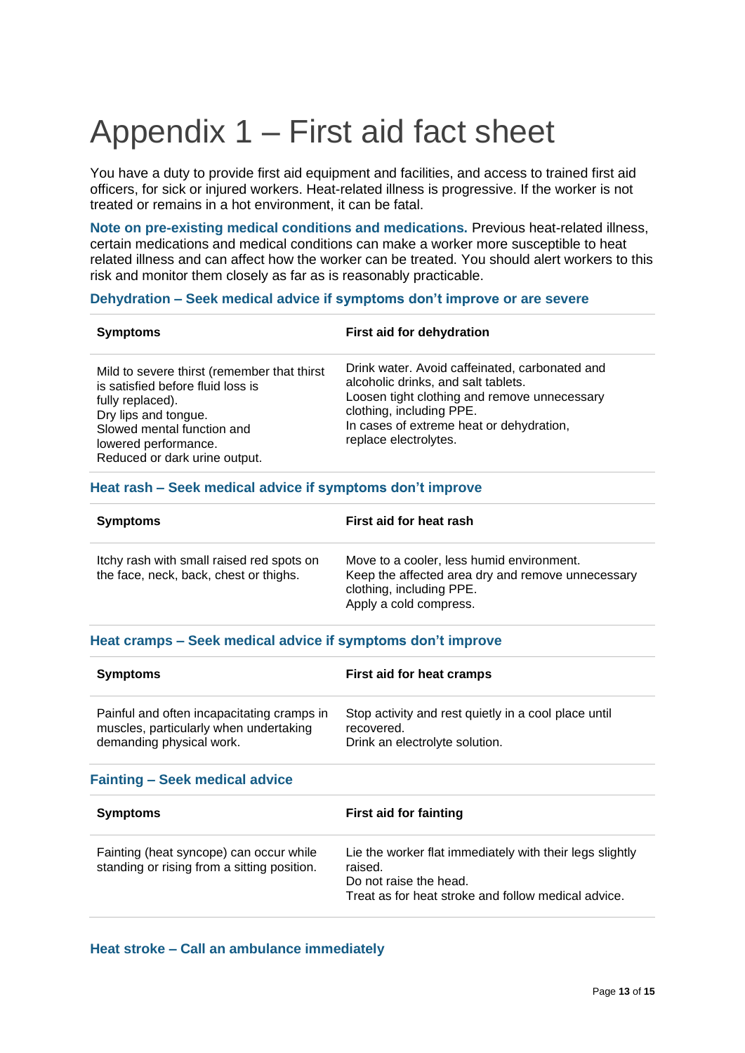# Appendix 1 – First aid fact sheet

You have a duty to provide first aid equipment and facilities, and access to trained first aid officers, for sick or injured workers. Heat-related illness is progressive. If the worker is not treated or remains in a hot environment, it can be fatal.

**Note on pre-existing medical conditions and medications.** Previous heat-related illness, certain medications and medical conditions can make a worker more susceptible to heat related illness and can affect how the worker can be treated. You should alert workers to this risk and monitor them closely as far as is reasonably practicable.

### Dehydration – Seek medical advice if symptoms don't improve or are severe

| Symptoms | First aid for dehydration |
|---|---|
| Mild to severe thirst (remember that thirst is satisfied before fluid loss is fully replaced).<br>Dry lips and tongue.<br>Slowed mental function and lowered performance.<br>Reduced or dark urine output. | Drink water. Avoid caffeinated, carbonated and alcoholic drinks, and salt tablets.<br>Loosen tight clothing and remove unnecessary clothing, including PPE.<br>In cases of extreme heat or dehydration, replace electrolytes. |

### Heat rash – Seek medical advice if symptoms don't improve

| Symptoms | First aid for heat rash |
|---|---|
| Itchy rash with small raised red spots on the face, neck, back, chest or thighs. | Move to a cooler, less humid environment.<br>Keep the affected area dry and remove unnecessary clothing, including PPE.<br>Apply a cold compress. |

### Heat cramps – Seek medical advice if symptoms don't improve

| Symptoms | First aid for heat cramps |
|---|---|
| Painful and often incapacitating cramps in muscles, particularly when undertaking demanding physical work. | Stop activity and rest quietly in a cool place until recovered.<br>Drink an electrolyte solution. |

### Fainting – Seek medical advice

| Symptoms | First aid for fainting |
|---|---|
| Fainting (heat syncope) can occur while standing or rising from a sitting position. | Lie the worker flat immediately with their legs slightly raised.<br>Do not raise the head.<br>Treat as for heat stroke and follow medical advice. |

### Heat stroke – Call an ambulance immediately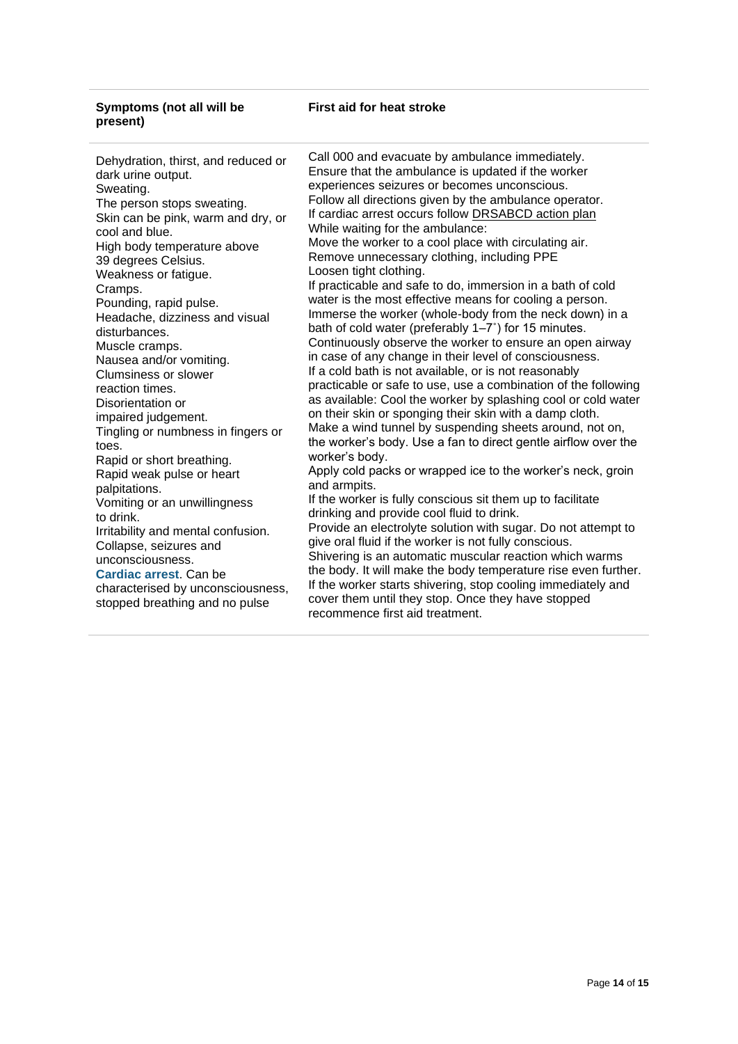| Symptoms (not all will be present) | First aid for heat stroke |
|---|---|
| Dehydration, thirst, and reduced or dark urine output.<br>Sweating.<br>The person stops sweating.<br>Skin can be pink, warm and dry, or cool and blue.<br>High body temperature above 39 degrees Celsius.<br>Weakness or fatigue.<br>Cramps.<br>Pounding, rapid pulse.<br>Headache, dizziness and visual disturbances.<br>Muscle cramps.<br>Nausea and/or vomiting.<br>Clumsiness or slower reaction times.<br>Disorientation or impaired judgement.<br>Tingling or numbness in fingers or toes.<br>Rapid or short breathing.<br>Rapid weak pulse or heart palpitations.<br>Vomiting or an unwillingness to drink.<br>Irritability and mental confusion.<br>Collapse, seizures and unconsciousness.<br>**Cardiac arrest**. Can be characterised by unconsciousness, stopped breathing and no pulse | Call 000 and evacuate by ambulance immediately.<br>Ensure that the ambulance is updated if the worker experiences seizures or becomes unconscious.<br>Follow all directions given by the ambulance operator.<br>If cardiac arrest occurs follow DRSABCD action plan<br>While waiting for the ambulance:<br>Move the worker to a cool place with circulating air.<br>Remove unnecessary clothing, including PPE<br>Loosen tight clothing.<br>If practicable and safe to do, immersion in a bath of cold water is the most effective means for cooling a person. Immerse the worker (whole-body from the neck down) in a bath of cold water (preferably 1–7˚) for 15 minutes.<br>Continuously observe the worker to ensure an open airway in case of any change in their level of consciousness.<br>If a cold bath is not available, or is not reasonably practicable or safe to use, use a combination of the following as available: Cool the worker by splashing cool or cold water on their skin or sponging their skin with a damp cloth.<br>Make a wind tunnel by suspending sheets around, not on, the worker's body. Use a fan to direct gentle airflow over the worker's body.<br>Apply cold packs or wrapped ice to the worker's neck, groin and armpits.<br>If the worker is fully conscious sit them up to facilitate drinking and provide cool fluid to drink.<br>Provide an electrolyte solution with sugar. Do not attempt to give oral fluid if the worker is not fully conscious.<br>Shivering is an automatic muscular reaction which warms the body. It will make the body temperature rise even further. If the worker starts shivering, stop cooling immediately and cover them until they stop. Once they have stopped recommence first aid treatment. |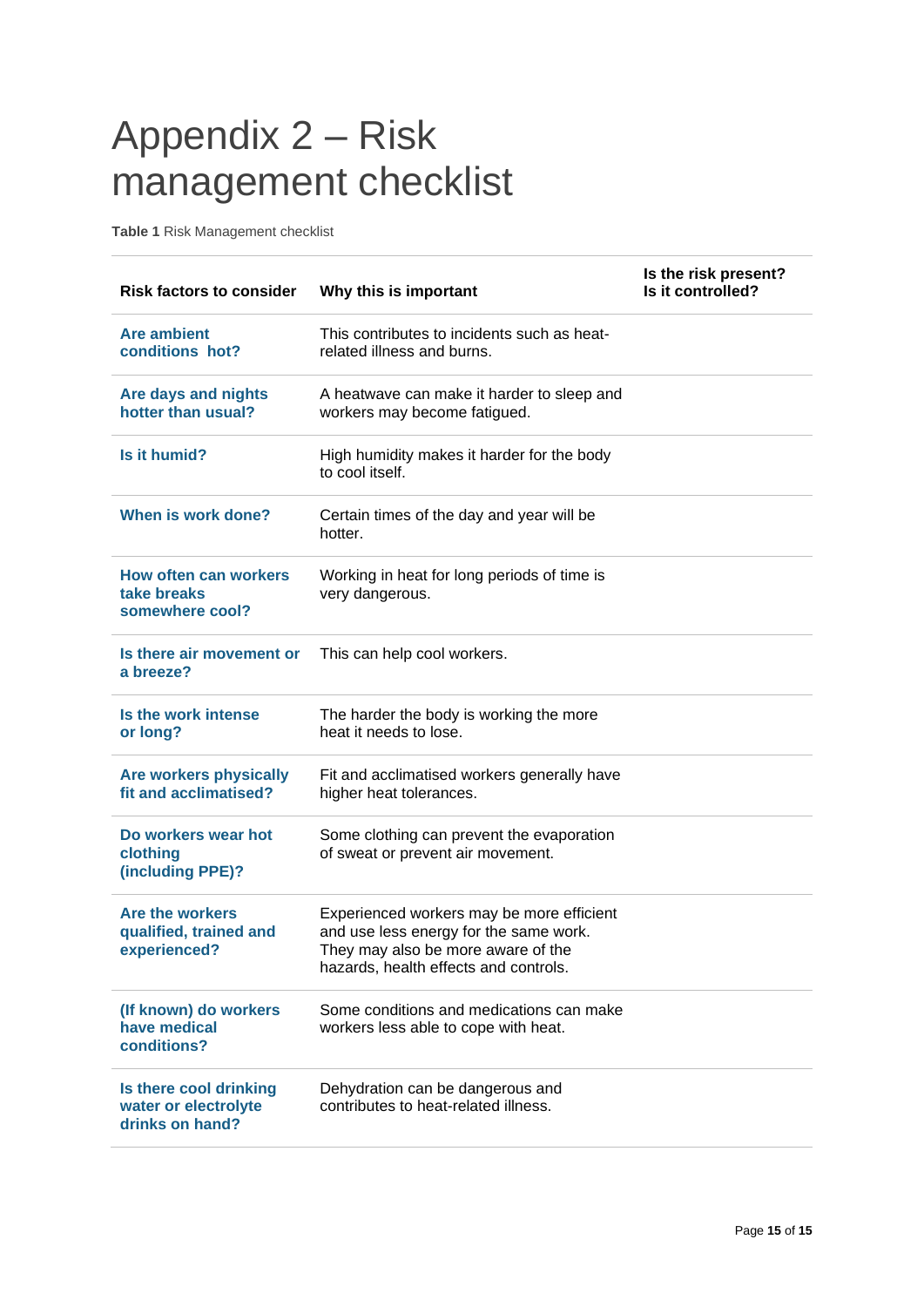# Appendix 2 – Risk management checklist

**Table 1** Risk Management checklist

| Risk factors to consider | Why this is important | Is the risk present? Is it controlled? |
|---|---|---|
| **Are ambient conditions hot?** | This contributes to incidents such as heat-related illness and burns. | |
| **Are days and nights hotter than usual?** | A heatwave can make it harder to sleep and workers may become fatigued. | |
| **Is it humid?** | High humidity makes it harder for the body to cool itself. | |
| **When is work done?** | Certain times of the day and year will be hotter. | |
| **How often can workers take breaks somewhere cool?** | Working in heat for long periods of time is very dangerous. | |
| **Is there air movement or a breeze?** | This can help cool workers. | |
| **Is the work intense or long?** | The harder the body is working the more heat it needs to lose. | |
| **Are workers physically fit and acclimatised?** | Fit and acclimatised workers generally have higher heat tolerances. | |
| **Do workers wear hot clothing (including PPE)?** | Some clothing can prevent the evaporation of sweat or prevent air movement. | |
| **Are the workers qualified, trained and experienced?** | Experienced workers may be more efficient and use less energy for the same work. They may also be more aware of the hazards, health effects and controls. | |
| **(If known) do workers have medical conditions?** | Some conditions and medications can make workers less able to cope with heat. | |
| **Is there cool drinking water or electrolyte drinks on hand?** | Dehydration can be dangerous and contributes to heat-related illness. | |